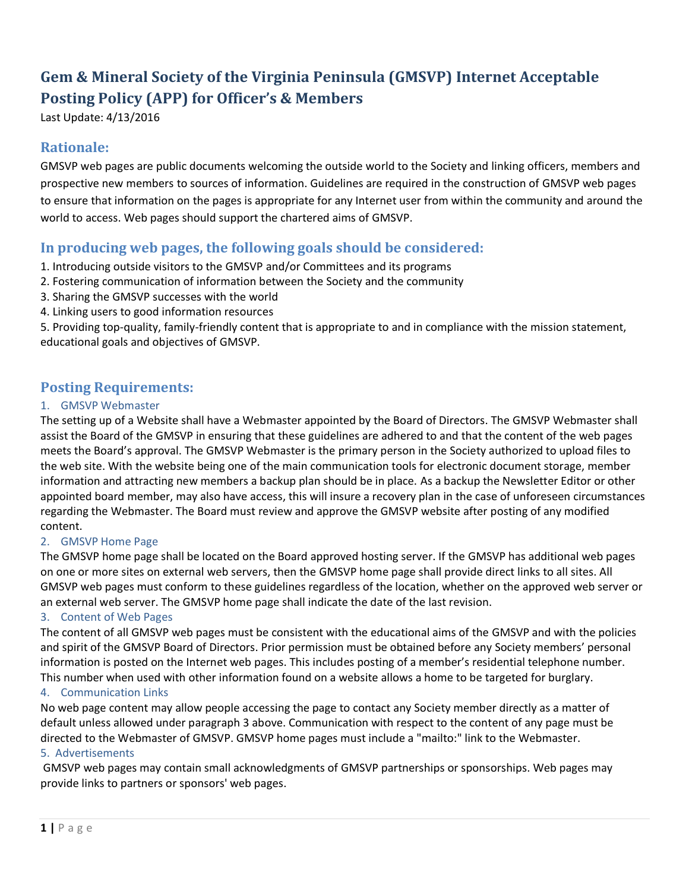# Gem & Mineral Society of the Virginia Peninsula (GMSVP) Internet Acceptable Posting Policy (APP) for Officer's & Members

Last Update: 4/13/2016

## Rationale:

GMSVP web pages are public documents welcoming the outside world to the Society and linking officers, members and prospective new members to sources of information. Guidelines are required in the construction of GMSVP web pages to ensure that information on the pages is appropriate for any Internet user from within the community and around the world to access. Web pages should support the chartered aims of GMSVP.

## In producing web pages, the following goals should be considered:

1. Introducing outside visitors to the GMSVP and/or Committees and its programs
2. Fostering communication of information between the Society and the community
3. Sharing the GMSVP successes with the world
4. Linking users to good information resources
5. Providing top-quality, family-friendly content that is appropriate to and in compliance with the mission statement, educational goals and objectives of GMSVP.

## Posting Requirements:

### 1. GMSVP Webmaster

The setting up of a Website shall have a Webmaster appointed by the Board of Directors. The GMSVP Webmaster shall assist the Board of the GMSVP in ensuring that these guidelines are adhered to and that the content of the web pages meets the Board's approval. The GMSVP Webmaster is the primary person in the Society authorized to upload files to the web site. With the website being one of the main communication tools for electronic document storage, member information and attracting new members a backup plan should be in place. As a backup the Newsletter Editor or other appointed board member, may also have access, this will insure a recovery plan in the case of unforeseen circumstances regarding the Webmaster. The Board must review and approve the GMSVP website after posting of any modified content.

### 2. GMSVP Home Page

The GMSVP home page shall be located on the Board approved hosting server. If the GMSVP has additional web pages on one or more sites on external web servers, then the GMSVP home page shall provide direct links to all sites. All GMSVP web pages must conform to these guidelines regardless of the location, whether on the approved web server or an external web server. The GMSVP home page shall indicate the date of the last revision.

### 3. Content of Web Pages

The content of all GMSVP web pages must be consistent with the educational aims of the GMSVP and with the policies and spirit of the GMSVP Board of Directors. Prior permission must be obtained before any Society members' personal information is posted on the Internet web pages. This includes posting of a member's residential telephone number. This number when used with other information found on a website allows a home to be targeted for burglary.

### 4. Communication Links

No web page content may allow people accessing the page to contact any Society member directly as a matter of default unless allowed under paragraph 3 above. Communication with respect to the content of any page must be directed to the Webmaster of GMSVP. GMSVP home pages must include a "mailto:" link to the Webmaster.

### 5. Advertisements

GMSVP web pages may contain small acknowledgments of GMSVP partnerships or sponsorships. Web pages may provide links to partners or sponsors' web pages.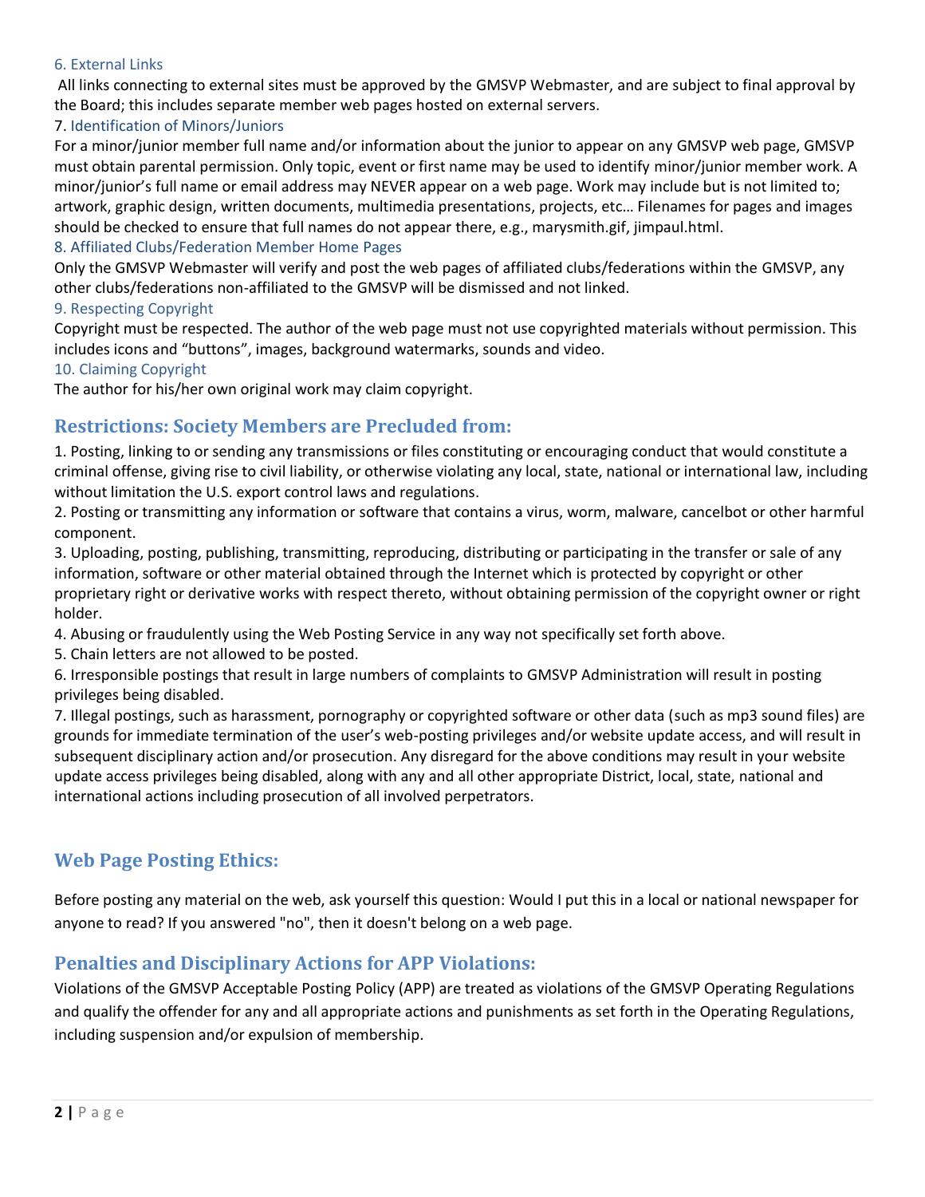6. External Links

All links connecting to external sites must be approved by the GMSVP Webmaster, and are subject to final approval by the Board; this includes separate member web pages hosted on external servers.

7. Identification of Minors/Juniors

For a minor/junior member full name and/or information about the junior to appear on any GMSVP web page, GMSVP must obtain parental permission. Only topic, event or first name may be used to identify minor/junior member work. A minor/junior's full name or email address may NEVER appear on a web page. Work may include but is not limited to; artwork, graphic design, written documents, multimedia presentations, projects, etc… Filenames for pages and images should be checked to ensure that full names do not appear there, e.g., marysmith.gif, jimpaul.html.

8. Affiliated Clubs/Federation Member Home Pages

Only the GMSVP Webmaster will verify and post the web pages of affiliated clubs/federations within the GMSVP, any other clubs/federations non-affiliated to the GMSVP will be dismissed and not linked.

9. Respecting Copyright

Copyright must be respected. The author of the web page must not use copyrighted materials without permission. This includes icons and "buttons", images, background watermarks, sounds and video.

10. Claiming Copyright

The author for his/her own original work may claim copyright.

## Restrictions: Society Members are Precluded from:

1. Posting, linking to or sending any transmissions or files constituting or encouraging conduct that would constitute a criminal offense, giving rise to civil liability, or otherwise violating any local, state, national or international law, including without limitation the U.S. export control laws and regulations.
2. Posting or transmitting any information or software that contains a virus, worm, malware, cancelbot or other harmful component.
3. Uploading, posting, publishing, transmitting, reproducing, distributing or participating in the transfer or sale of any information, software or other material obtained through the Internet which is protected by copyright or other proprietary right or derivative works with respect thereto, without obtaining permission of the copyright owner or right holder.
4. Abusing or fraudulently using the Web Posting Service in any way not specifically set forth above.
5. Chain letters are not allowed to be posted.
6. Irresponsible postings that result in large numbers of complaints to GMSVP Administration will result in posting privileges being disabled.
7. Illegal postings, such as harassment, pornography or copyrighted software or other data (such as mp3 sound files) are grounds for immediate termination of the user's web-posting privileges and/or website update access, and will result in subsequent disciplinary action and/or prosecution. Any disregard for the above conditions may result in your website update access privileges being disabled, along with any and all other appropriate District, local, state, national and international actions including prosecution of all involved perpetrators.

## Web Page Posting Ethics:

Before posting any material on the web, ask yourself this question: Would I put this in a local or national newspaper for anyone to read? If you answered "no", then it doesn't belong on a web page.

## Penalties and Disciplinary Actions for APP Violations:

Violations of the GMSVP Acceptable Posting Policy (APP) are treated as violations of the GMSVP Operating Regulations and qualify the offender for any and all appropriate actions and punishments as set forth in the Operating Regulations, including suspension and/or expulsion of membership.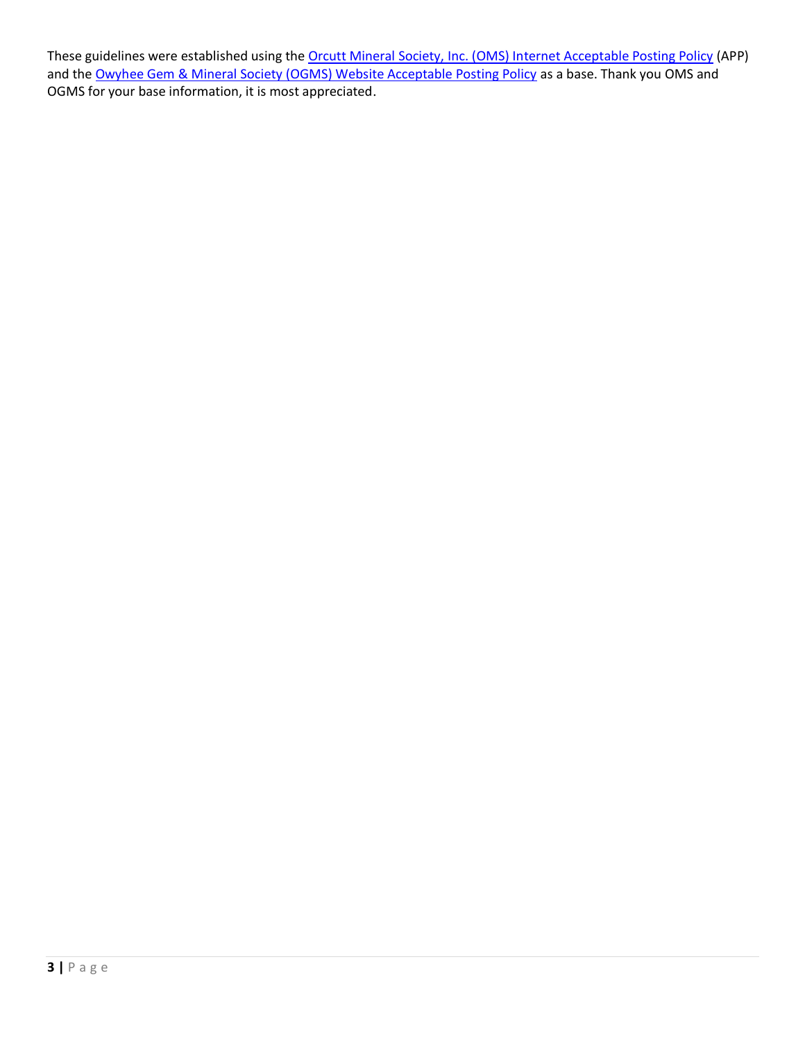These guidelines were established using the Orcutt Mineral Society, Inc. (OMS) Internet Acceptable Posting Policy (APP) and the Owyhee Gem & Mineral Society (OGMS) Website Acceptable Posting Policy as a base. Thank you OMS and OGMS for your base information, it is most appreciated.